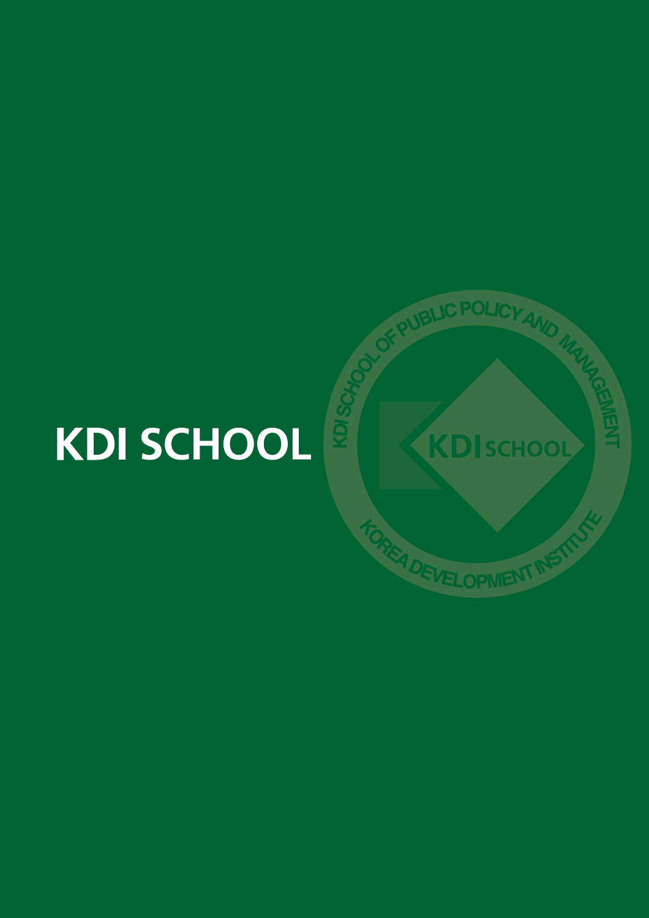# KDI SCHOOL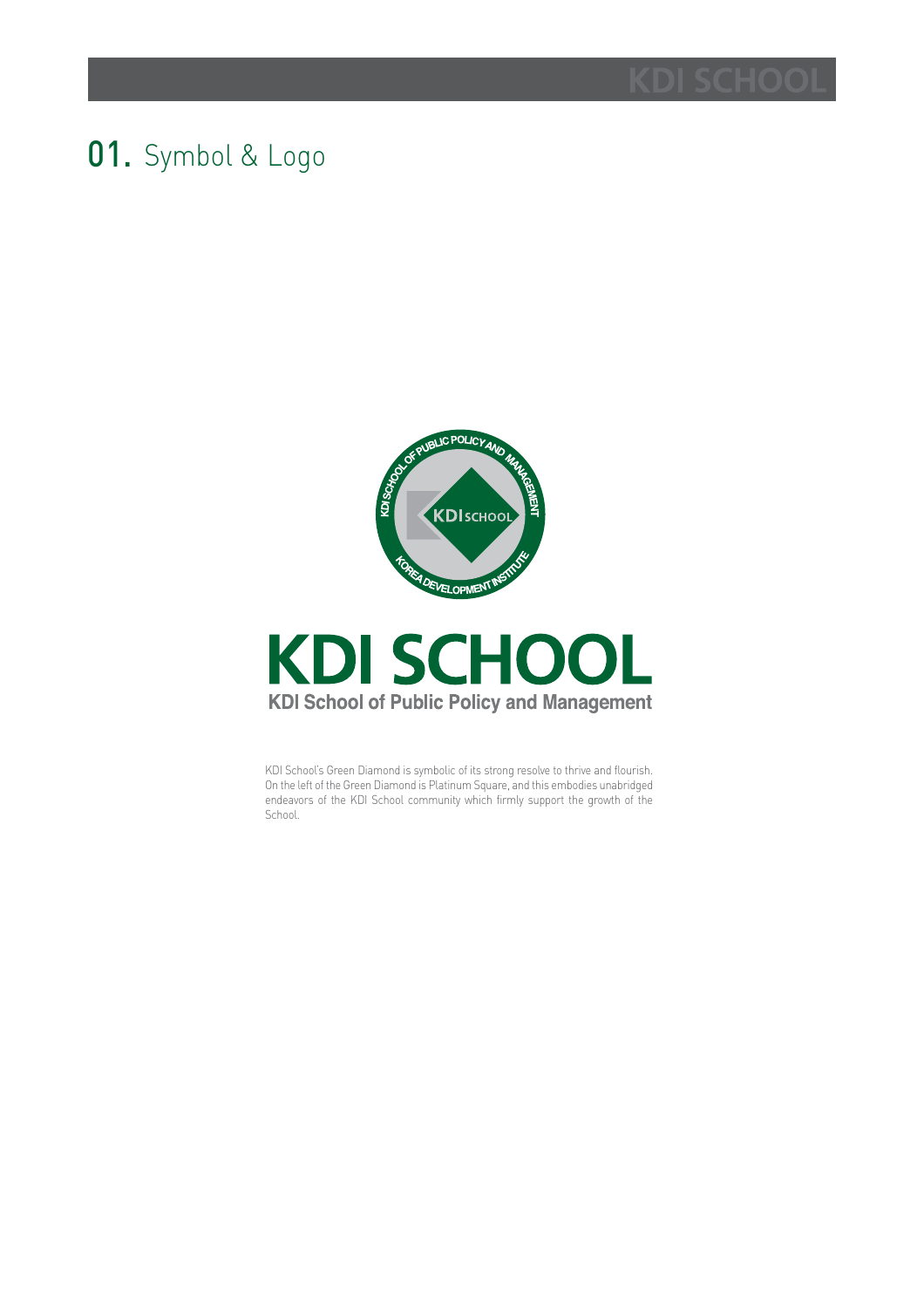# 01. Symbol & Logo

KDI SCHOOL

KDI School of Public Policy and Management

KDI School's Green Diamond is symbolic of its strong resolve to thrive and flourish. On the left of the Green Diamond is Platinum Square, and this embodies unabridged endeavors of the KDI School community which firmly support the growth of the School.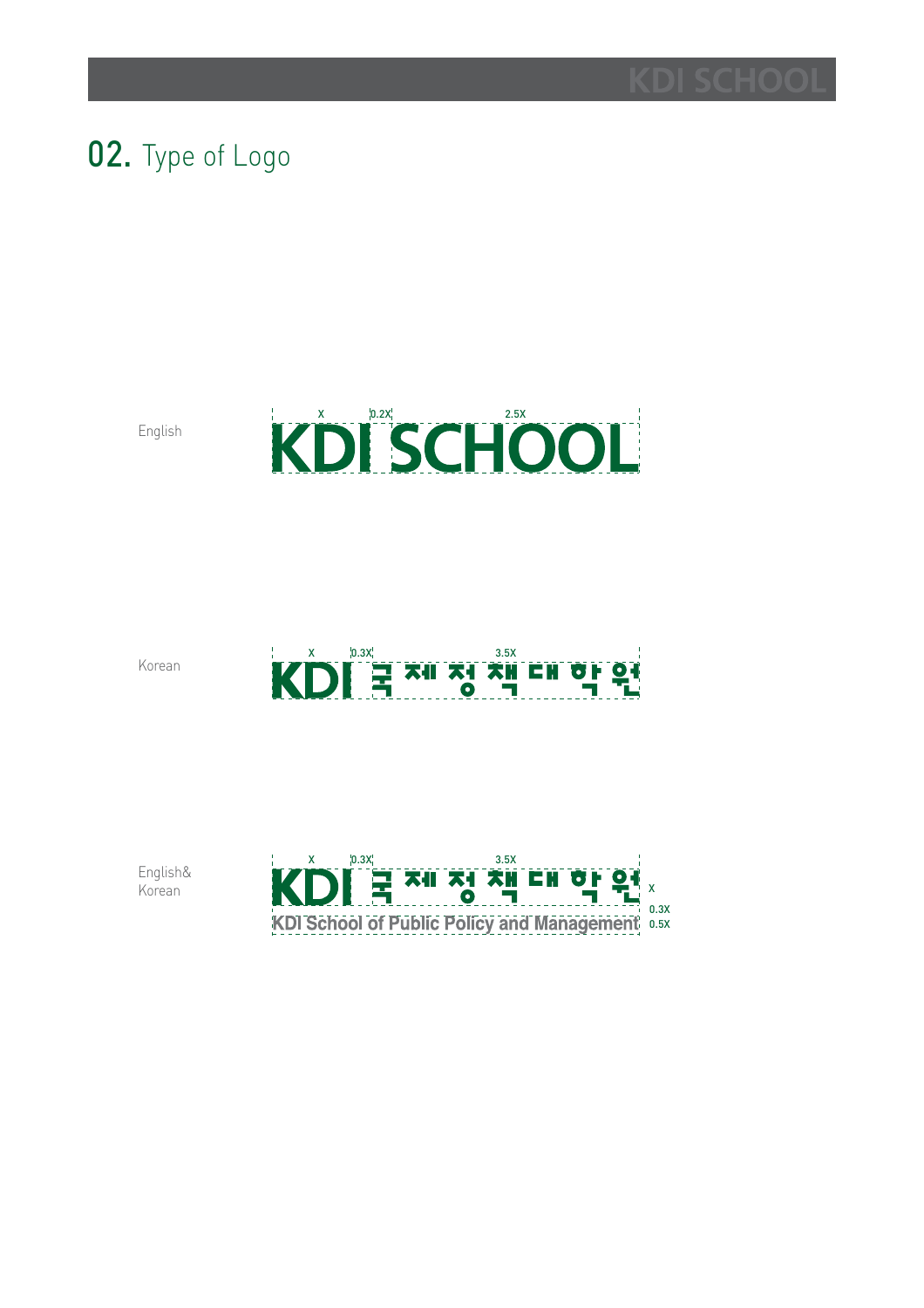## 02. Type of Logo

English

X 0.2X 2.5X

KDI SCHOOL

Korean

X 0.3X 3.5X

KDI 국제정책대학원

English&
Korean

X 0.3X 3.5X

KDI 국제정책대학원

KDI School of Public Policy and Management

X
0.3X
0.5X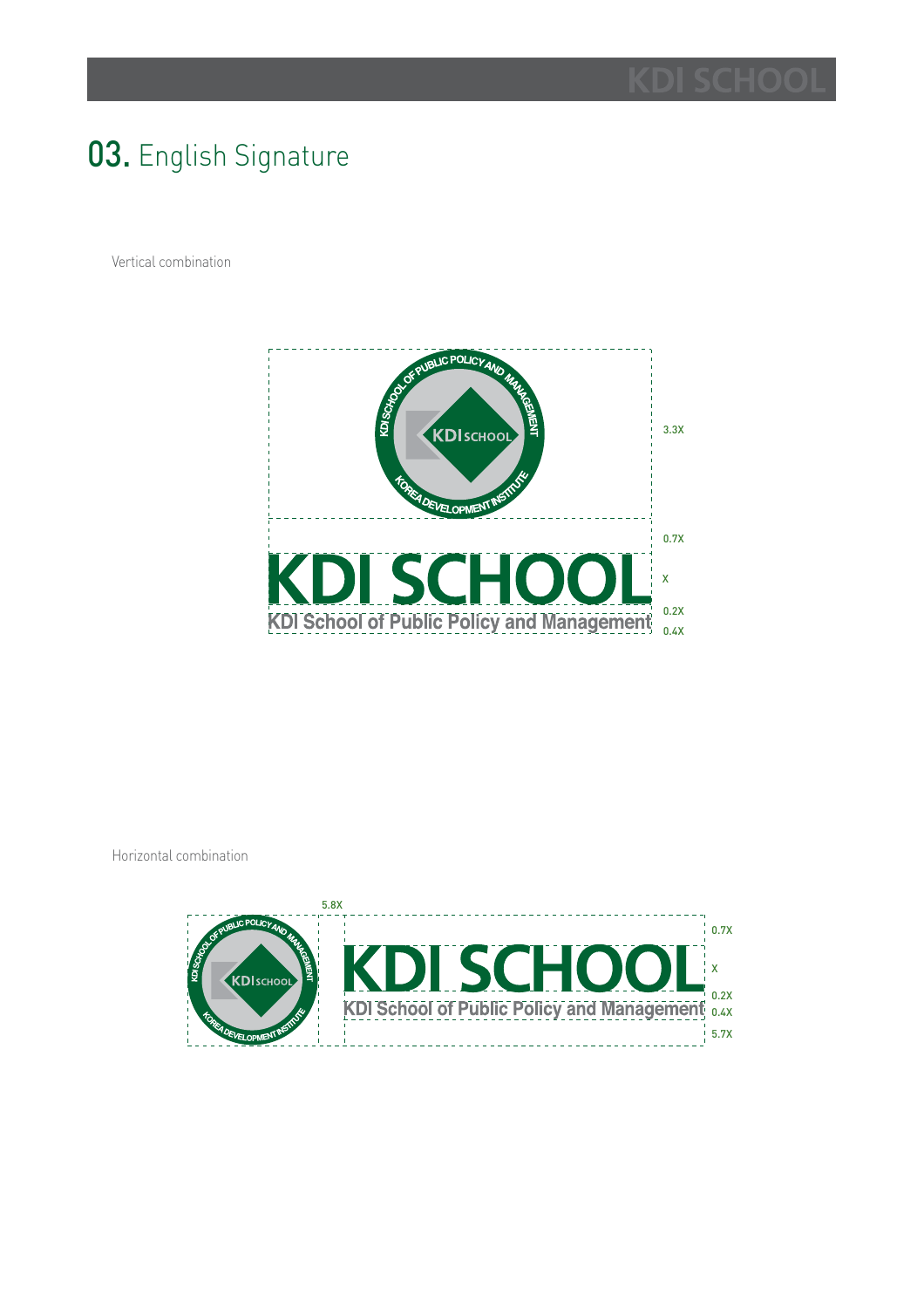# 03. English Signature

Vertical combination

KDI SCHOOL OF PUBLIC POLICY AND MANAGEMENT

KDI SCHOOL

KOREA DEVELOPMENT INSTITUTE

3.3X

0.7X

KDI SCHOOL

X

0.2X

KDI School of Public Policy and Management

0.4X

Horizontal combination

5.8X

KDI SCHOOL OF PUBLIC POLICY AND MANAGEMENT

KDI SCHOOL

KOREA DEVELOPMENT INSTITUTE

0.7X

KDI SCHOOL

X

0.2X

KDI School of Public Policy and Management

0.4X

5.7X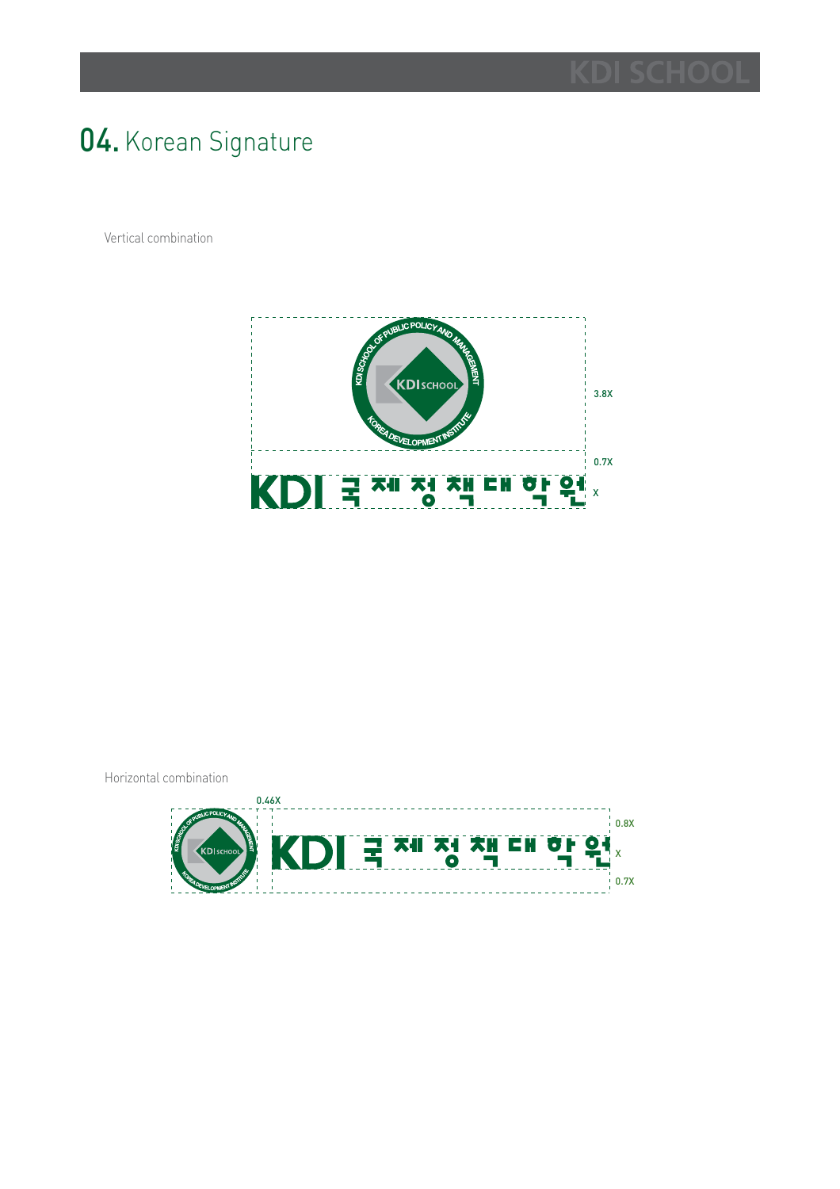# 04. Korean Signature

Vertical combination

3.8X

0.7X

KDI 국제정책대학원 X

Horizontal combination

0.46X

0.8X

KDI 국제정책대학원 X

0.7X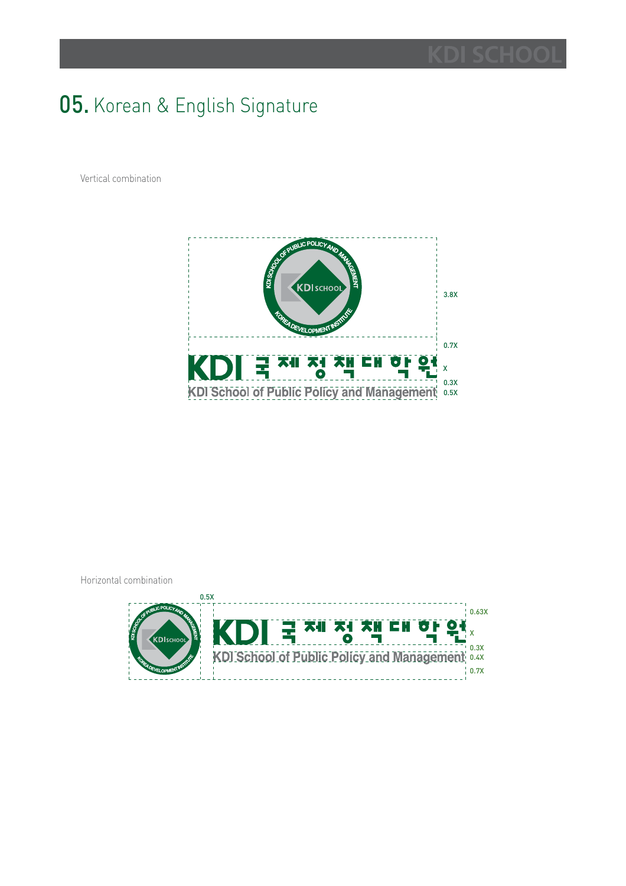# 05. Korean & English Signature

Vertical combination

3.8X

0.7X

KDI 국제정책대학원

X

0.3X

KDI School of Public Policy and Management

0.5X

Horizontal combination

0.5X

0.63X

KDI 국제정책대학원

X

0.3X

KDI School of Public Policy and Management

0.4X

0.7X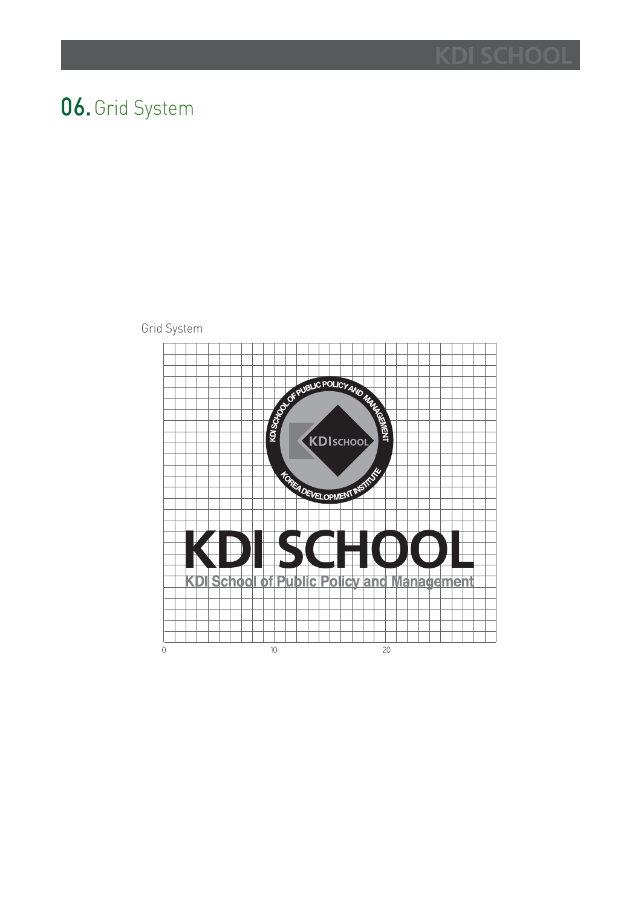# 06. Grid System

Grid System

KDI SCHOOL OF PUBLIC POLICY AND MANAGEMENT

KDI SCHOOL

KOREA DEVELOPMENT INSTITUTE

KDI SCHOOL

KDI School of Public Policy and Management

0 10 20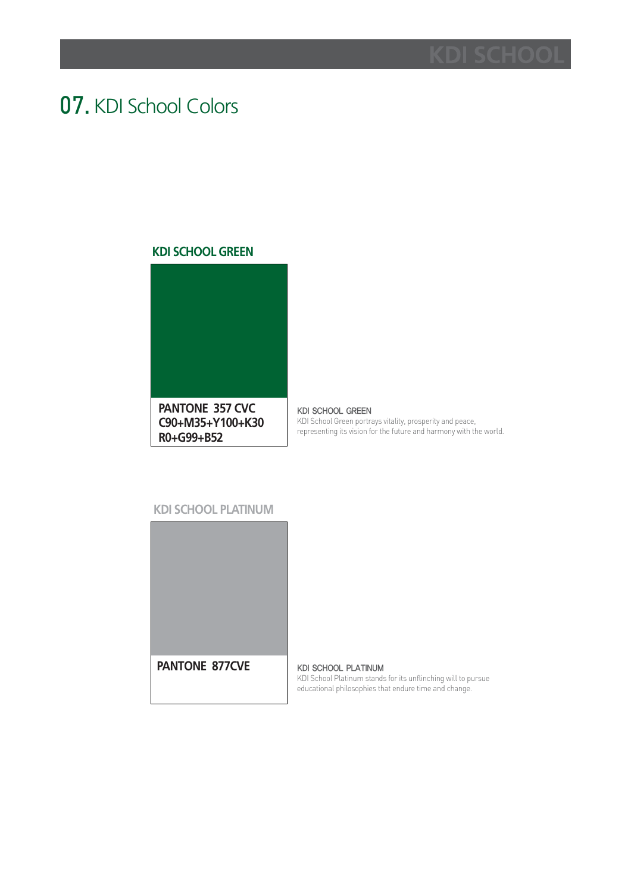# 07. KDI School Colors

## KDI SCHOOL GREEN

**PANTONE 357 CVC**
**C90+M35+Y100+K30**
**R0+G99+B52**

KDI SCHOOL GREEN

KDI School Green portrays vitality, prosperity and peace, representing its vision for the future and harmony with the world.

## KDI SCHOOL PLATINUM

**PANTONE 877CVE**

KDI SCHOOL PLATINUM

KDI School Platinum stands for its unflinching will to pursue educational philosophies that endure time and change.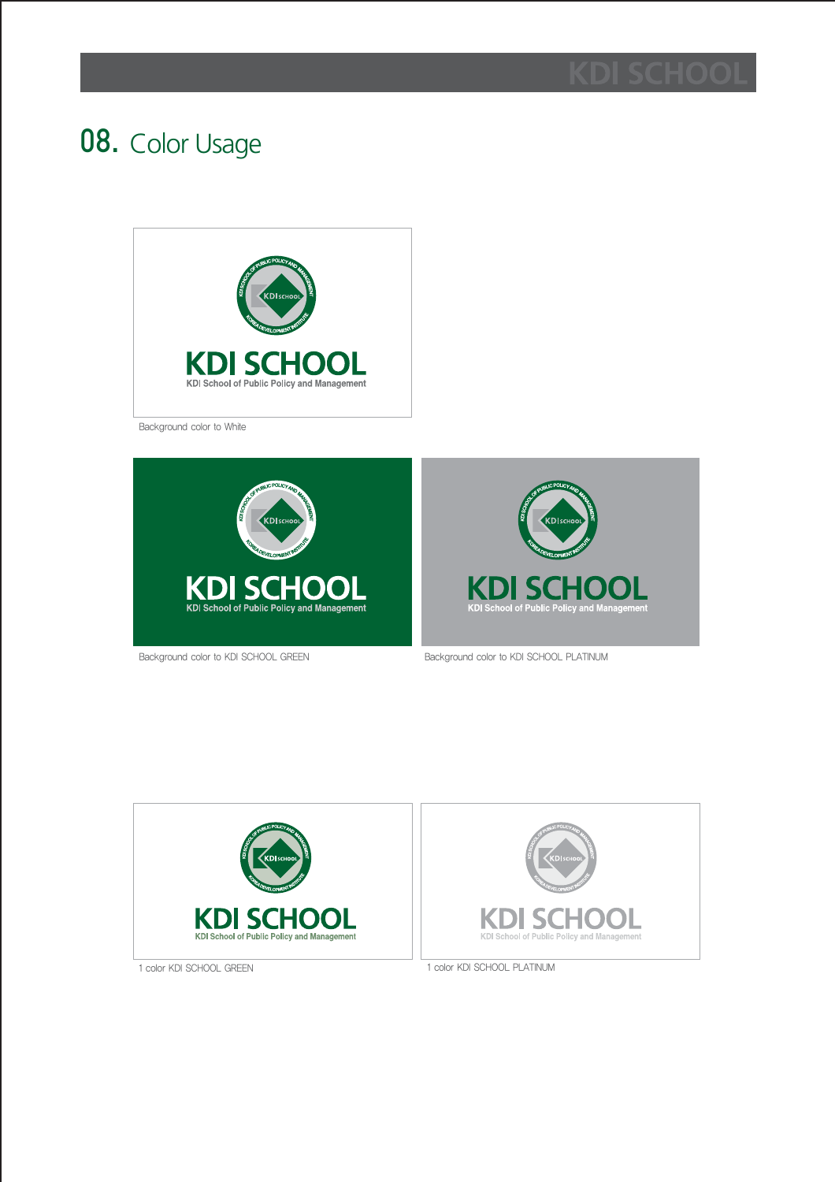# 08. Color Usage

KDI SCHOOL

KDI School of Public Policy and Management

Background color to White

KDI SCHOOL

KDI School of Public Policy and Management

Background color to KDI SCHOOL GREEN

KDI SCHOOL

KDI School of Public Policy and Management

Background color to KDI SCHOOL PLATINUM

KDI SCHOOL

KDI School of Public Policy and Management

1 color KDI SCHOOL GREEN

KDI SCHOOL

KDI School of Public Policy and Management

1 color KDI SCHOOL PLATINUM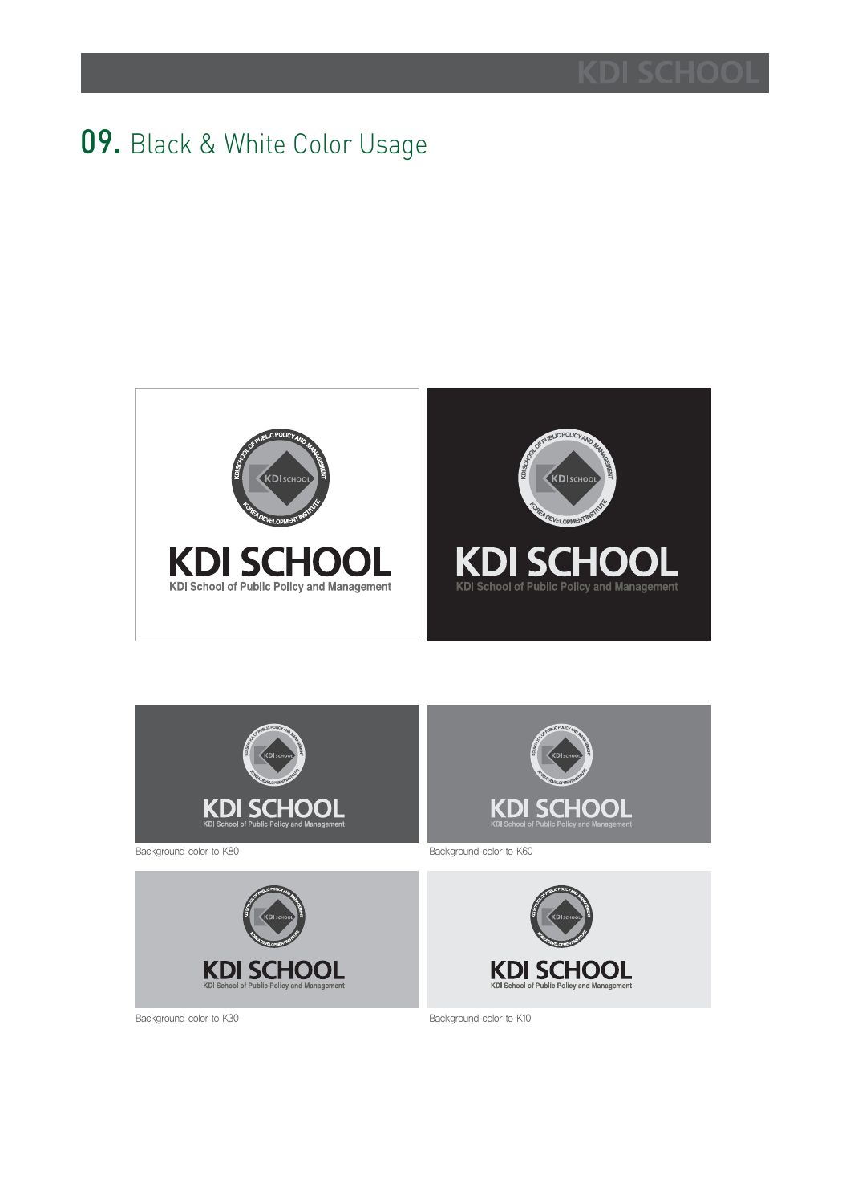# 09. Black & White Color Usage

KDI SCHOOL

KDI School of Public Policy and Management

KDI SCHOOL

KDI School of Public Policy and Management

Background color to K80

Background color to K60

Background color to K30

Background color to K10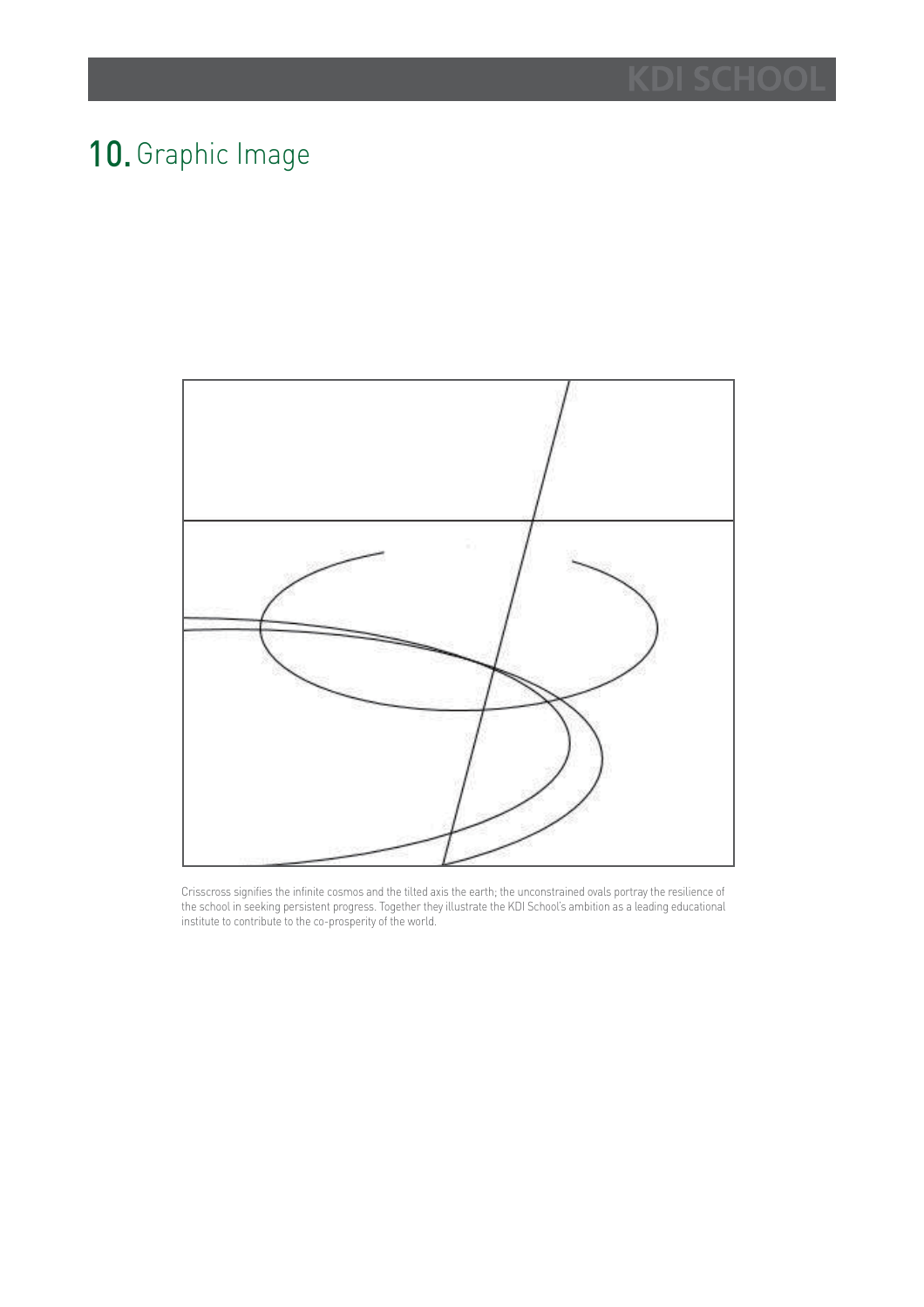# 10. Graphic Image

Crisscross signifies the infinite cosmos and the tilted axis the earth; the unconstrained ovals portray the resilience of the school in seeking persistent progress. Together they illustrate the KDI School's ambition as a leading educational institute to contribute to the co-prosperity of the world.